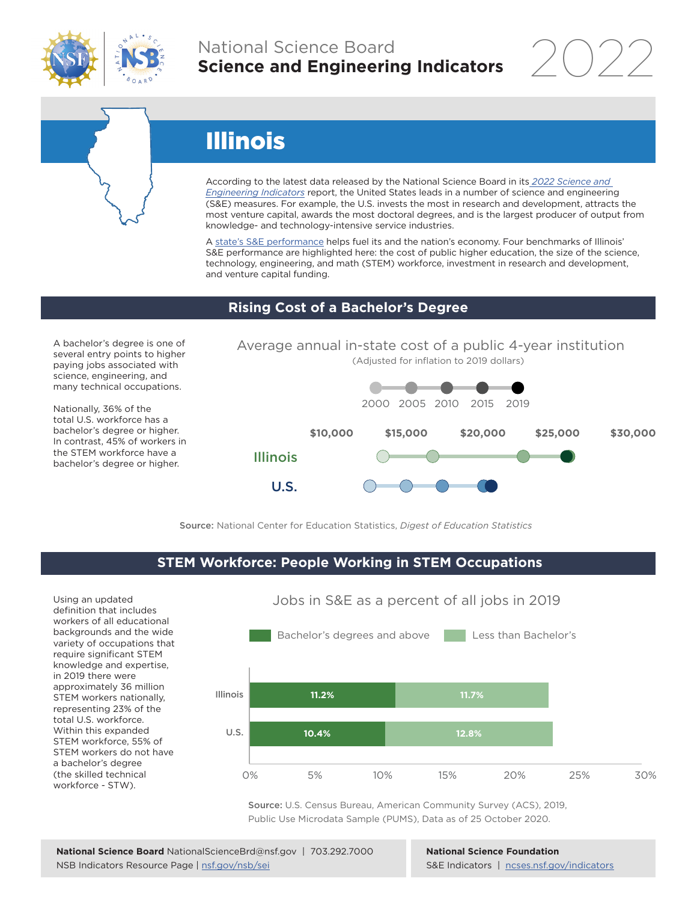National Science Board
**Science and Engineering Indicators** 2022

# Illinois

According to the latest data released by the National Science Board in its *2022 Science and Engineering Indicators* report, the United States leads in a number of science and engineering (S&E) measures. For example, the U.S. invests the most in research and development, attracts the most venture capital, awards the most doctoral degrees, and is the largest producer of output from knowledge- and technology-intensive service industries.

A state's S&E performance helps fuel its and the nation's economy. Four benchmarks of Illinois' S&E performance are highlighted here: the cost of public higher education, the size of the science, technology, engineering, and math (STEM) workforce, investment in research and development, and venture capital funding.

## Rising Cost of a Bachelor's Degree

A bachelor's degree is one of several entry points to higher paying jobs associated with science, engineering, and many technical occupations.

Nationally, 36% of the total U.S. workforce has a bachelor's degree or higher. In contrast, 45% of workers in the STEM workforce have a bachelor's degree or higher.

Average annual in-state cost of a public 4-year institution
(Adjusted for inflation to 2019 dollars)

2000, 2005, 2010, 2015, 2019

$10,000 $15,000 $20,000 $25,000 $30,000

Illinois

U.S.

**Source:** National Center for Education Statistics, *Digest of Education Statistics*

## STEM Workforce: People Working in STEM Occupations

Using an updated definition that includes workers of all educational backgrounds and the wide variety of occupations that require significant STEM knowledge and expertise, in 2019 there were approximately 36 million STEM workers nationally, representing 23% of the total U.S. workforce. Within this expanded STEM workforce, 55% of STEM workers do not have a bachelor's degree (the skilled technical workforce - STW).

Jobs in S&E as a percent of all jobs in 2019

| | Bachelor's degrees and above | Less than Bachelor's |
|---|---|---|
| Illinois | 11.2% | 11.7% |
| U.S. | 10.4% | 12.8% |

**Source:** U.S. Census Bureau, American Community Survey (ACS), 2019, Public Use Microdata Sample (PUMS), Data as of 25 October 2020.

**National Science Board** NationalScienceBrd@nsf.gov | 703.292.7000
NSB Indicators Resource Page | nsf.gov/nsb/sei

**National Science Foundation**
S&E Indicators | ncses.nsf.gov/indicators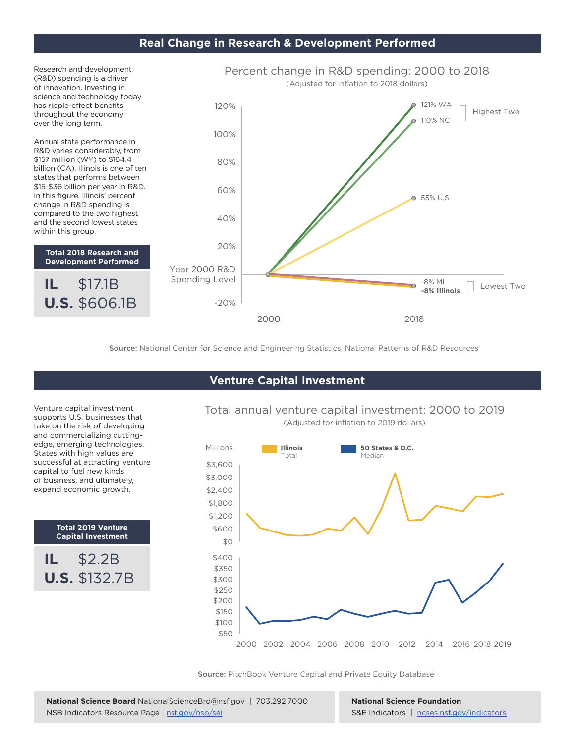## Real Change in Research & Development Performed

Research and development (R&D) spending is a driver of innovation. Investing in science and technology today has ripple-effect benefits throughout the economy over the long term.

Annual state performance in R&D varies considerably, from $157 million (WY) to $164.4 billion (CA). Illinois is one of ten states that performs between $15-$36 billion per year in R&D. In this figure, Illinois' percent change in R&D spending is compared to the two highest and the second lowest states within this group.

**Total 2018 Research and Development Performed**

**IL** $17.1B
**U.S.** $606.1B

Percent change in R&D spending: 2000 to 2018
(Adjusted for inflation to 2018 dollars)

120%
100%
80%
60%
40%
20%
Year 2000 R&D Spending Level
-20%

2000
2018

121% WA
110% NC
Highest Two
55% U.S.
-8% MI
**-8% Illinois**
Lowest Two

**Source:** National Center for Science and Engineering Statistics, National Patterns of R&D Resources

## Venture Capital Investment

Venture capital investment supports U.S. businesses that take on the risk of developing and commercializing cutting-edge, emerging technologies. States with high values are successful at attracting venture capital to fuel new kinds of business, and ultimately, expand economic growth.

**Total 2019 Venture Capital Investment**

**IL** $2.2B
**U.S.** $132.7B

Total annual venture capital investment: 2000 to 2019
(Adjusted for inflation to 2019 dollars)

Millions
**Illinois** Total
**50 States & D.C.** Median

$3,600
$3,000
$2,400
$1,800
$1,200
$600
$0

$400
$350
$300
$250
$200
$150
$100
$50

2000 2002 2004 2006 2008 2010 2012 2014 2016 2018 2019

**Source:** PitchBook Venture Capital and Private Equity Database

**National Science Board** NationalScienceBrd@nsf.gov | 703.292.7000
NSB Indicators Resource Page | nsf.gov/nsb/sei

**National Science Foundation**
S&E Indicators | ncses.nsf.gov/indicators